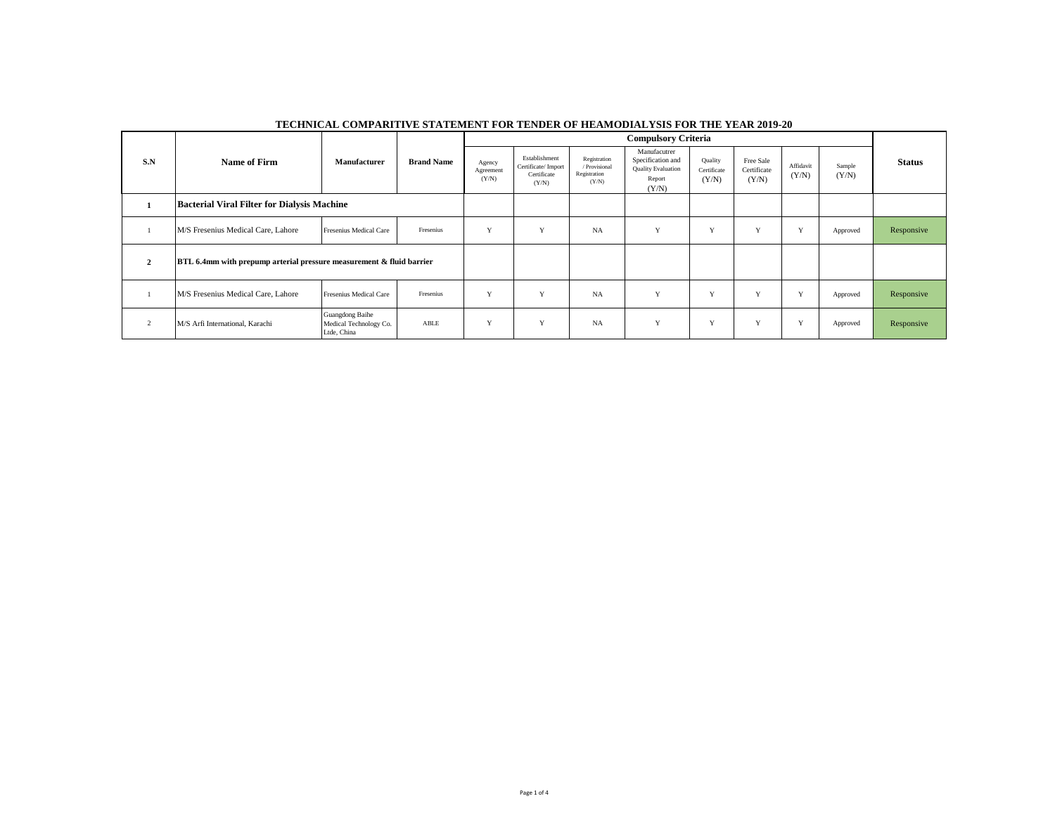**TECHNICAL COMPARITIVE STATEMENT FOR TENDER OF HEAMODIALYSIS FOR THE YEAR 2019-20**

| S.N | Name of Firm | Manufacturer | Brand Name | Compulsory Criteria | | | | | | | | Status |
|---|---|---|---|---|---|---|---|---|---|---|---|---|
| | | | | Agency Agreement (Y/N) | Establishment Certificate/ Import Certificate (Y/N) | Registration / Provisional Registration (Y/N) | Manufacutrer Specification and Quality Evaluation Report (Y/N) | Quality Certificate (Y/N) | Free Sale Certificate (Y/N) | Affidavit (Y/N) | Sample (Y/N) | |
| **1** | **Bacterial Viral Filter for Dialysis Machine** | | | | | | | | | | | |
| 1 | M/S Fresenius Medical Care, Lahore | Fresenius Medical Care | Fresenius | Y | Y | NA | Y | Y | Y | Y | Approved | Responsive |
| **2** | **BTL 6.4mm with prepump arterial pressure measurement & fluid barrier** | | | | | | | | | | | |
| 1 | M/S Fresenius Medical Care, Lahore | Fresenius Medical Care | Fresenius | Y | Y | NA | Y | Y | Y | Y | Approved | Responsive |
| 2 | M/S Arfi International, Karachi | Guangdong Baihe Medical Technology Co. Ltde, China | ABLE | Y | Y | NA | Y | Y | Y | Y | Approved | Responsive |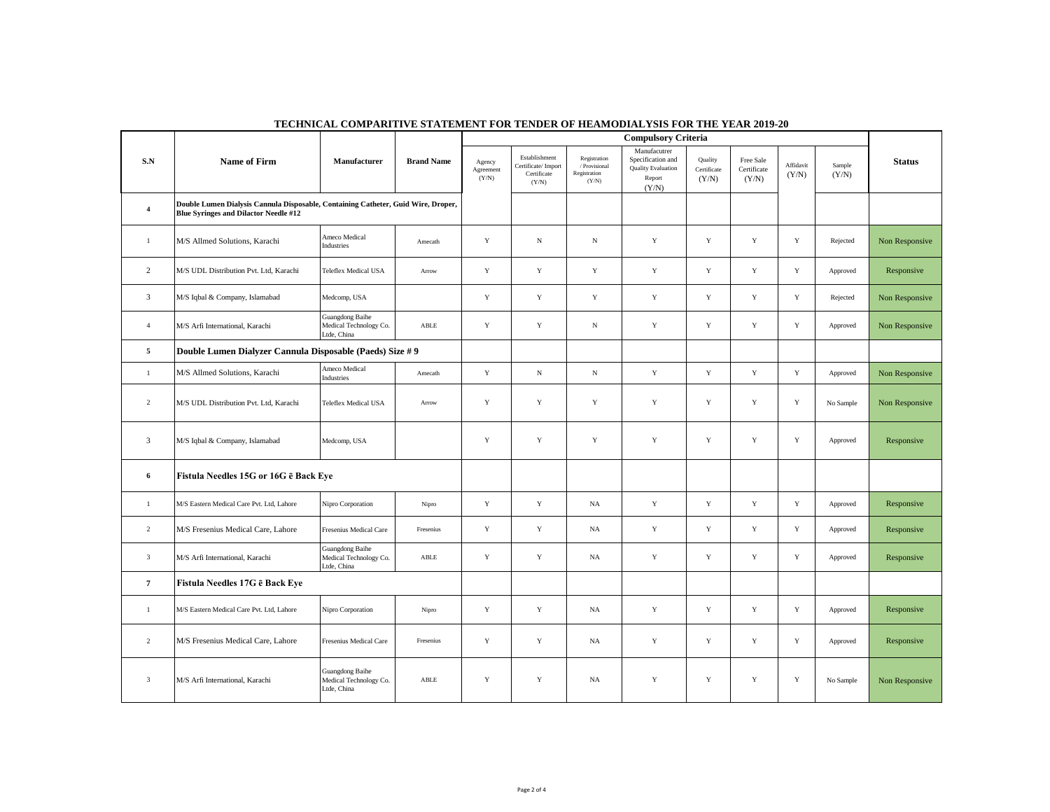# TECHNICAL COMPARITIVE STATEMENT FOR TENDER OF HEAMODIALYSIS FOR THE YEAR 2019-20

| S.N | Name of Firm | Manufacturer | Brand Name | Compulsory Criteria | | | | | | | | Status |
|---|---|---|---|---|---|---|---|---|---|---|---|---|
| | | | | Agency Agreement (Y/N) | Establishment Certificate/ Import Certificate (Y/N) | Registration / Provisional Registration (Y/N) | Manufacutrer Specification and Quality Evaluation Report (Y/N) | Quality Certificate (Y/N) | Free Sale Certificate (Y/N) | Affidavit (Y/N) | Sample (Y/N) | |
| **4** | **Double Lumen Dialysis Cannula Disposable, Containing Catheter, Guid Wire, Droper, Blue Syringes and Dilactor Needle #12** | | | | | | | | | | | |
| 1 | M/S Allmed Solutions, Karachi | Ameco Medical Industries | Amecath | Y | N | N | Y | Y | Y | Y | Rejected | Non Responsive |
| 2 | M/S UDL Distribution Pvt. Ltd, Karachi | Teleflex Medical USA | Arrow | Y | Y | Y | Y | Y | Y | Y | Approved | Responsive |
| 3 | M/S Iqbal & Company, Islamabad | Medcomp, USA | | Y | Y | Y | Y | Y | Y | Y | Rejected | Non Responsive |
| 4 | M/S Arfi International, Karachi | Guangdong Baihe Medical Technology Co. Ltde, China | ABLE | Y | Y | N | Y | Y | Y | Y | Approved | Non Responsive |
| **5** | **Double Lumen Dialyzer Cannula Disposable (Paeds) Size # 9** | | | | | | | | | | | |
| 1 | M/S Allmed Solutions, Karachi | Ameco Medical Industries | Amecath | Y | N | N | Y | Y | Y | Y | Approved | Non Responsive |
| 2 | M/S UDL Distribution Pvt. Ltd, Karachi | Teleflex Medical USA | Arrow | Y | Y | Y | Y | Y | Y | Y | No Sample | Non Responsive |
| 3 | M/S Iqbal & Company, Islamabad | Medcomp, USA | | Y | Y | Y | Y | Y | Y | Y | Approved | Responsive |
| **6** | **Fistula Needles 15G or 16G ē Back Eye** | | | | | | | | | | | |
| 1 | M/S Eastern Medical Care Pvt. Ltd, Lahore | Nipro Corporation | Nipro | Y | Y | NA | Y | Y | Y | Y | Approved | Responsive |
| 2 | M/S Fresenius Medical Care, Lahore | Fresenius Medical Care | Fresenius | Y | Y | NA | Y | Y | Y | Y | Approved | Responsive |
| 3 | M/S Arfi International, Karachi | Guangdong Baihe Medical Technology Co. Ltde, China | ABLE | Y | Y | NA | Y | Y | Y | Y | Approved | Responsive |
| **7** | **Fistula Needles 17G ē Back Eye** | | | | | | | | | | | |
| 1 | M/S Eastern Medical Care Pvt. Ltd, Lahore | Nipro Corporation | Nipro | Y | Y | NA | Y | Y | Y | Y | Approved | Responsive |
| 2 | M/S Fresenius Medical Care, Lahore | Fresenius Medical Care | Fresenius | Y | Y | NA | Y | Y | Y | Y | Approved | Responsive |
| 3 | M/S Arfi International, Karachi | Guangdong Baihe Medical Technology Co. Ltde, China | ABLE | Y | Y | NA | Y | Y | Y | Y | No Sample | Non Responsive |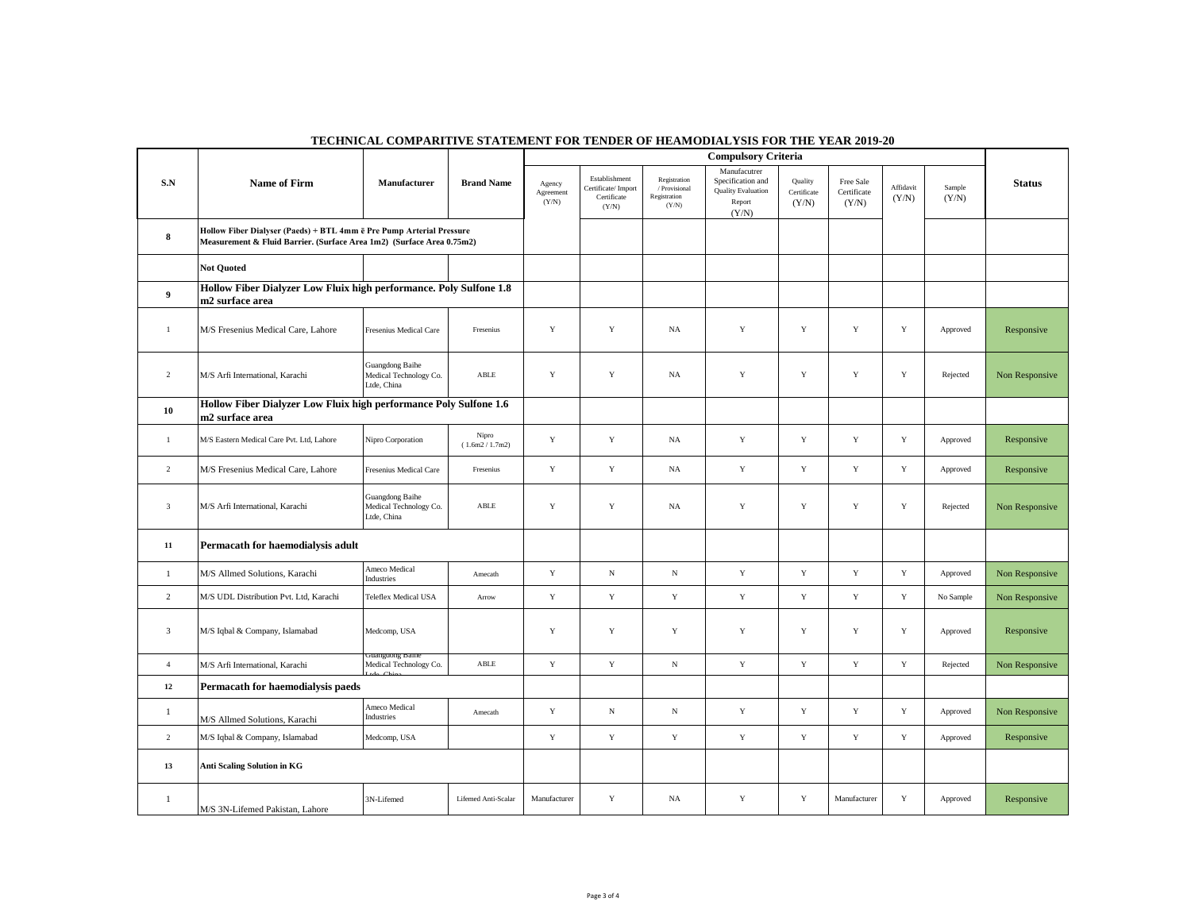**TECHNICAL COMPARITIVE STATEMENT FOR TENDER OF HEAMODIALYSIS FOR THE YEAR 2019-20**

| S.N | Name of Firm | Manufacturer | Brand Name | Compulsory Criteria | | | | | | | | Status |
|---|---|---|---|---|---|---|---|---|---|---|---|---|
| | | | | Agency Agreement (Y/N) | Establishment Certificate/ Import Certificate (Y/N) | Registration / Provisional Registration (Y/N) | Manufacutrer Specification and Quality Evaluation Report (Y/N) | Quality Certificate (Y/N) | Free Sale Certificate (Y/N) | Affidavit (Y/N) | Sample (Y/N) | |
| **8** | **Hollow Fiber Dialyser (Paeds) + BTL 4mm ē Pre Pump Arterial Pressure Measurement & Fluid Barrier. (Surface Area 1m2) (Surface Area 0.75m2)** | | | | | | | | | | | |
| | **Not Quoted** | | | | | | | | | | | |
| **9** | **Hollow Fiber Dialyzer Low Fluix high performance. Poly Sulfone 1.8 m2 surface area** | | | | | | | | | | | |
| 1 | M/S Fresenius Medical Care, Lahore | Fresenius Medical Care | Fresenius | Y | Y | NA | Y | Y | Y | Y | Approved | Responsive |
| 2 | M/S Arfi International, Karachi | Guangdong Baihe Medical Technology Co. Ltde, China | ABLE | Y | Y | NA | Y | Y | Y | Y | Rejected | Non Responsive |
| **10** | **Hollow Fiber Dialyzer Low Fluix high performance Poly Sulfone 1.6 m2 surface area** | | | | | | | | | | | |
| 1 | M/S Eastern Medical Care Pvt. Ltd, Lahore | Nipro Corporation | Nipro (1.6m2 / 1.7m2) | Y | Y | NA | Y | Y | Y | Y | Approved | Responsive |
| 2 | M/S Fresenius Medical Care, Lahore | Fresenius Medical Care | Fresenius | Y | Y | NA | Y | Y | Y | Y | Approved | Responsive |
| 3 | M/S Arfi International, Karachi | Guangdong Baihe Medical Technology Co. Ltde, China | ABLE | Y | Y | NA | Y | Y | Y | Y | Rejected | Non Responsive |
| **11** | **Permacath for haemodialysis adult** | | | | | | | | | | | |
| 1 | M/S Allmed Solutions, Karachi | Ameco Medical Industries | Amecath | Y | N | N | Y | Y | Y | Y | Approved | Non Responsive |
| 2 | M/S UDL Distribution Pvt. Ltd, Karachi | Teleflex Medical USA | Arrow | Y | Y | Y | Y | Y | Y | Y | No Sample | Non Responsive |
| 3 | M/S Iqbal & Company, Islamabad | Medcomp, USA | | Y | Y | Y | Y | Y | Y | Y | Approved | Responsive |
| 4 | M/S Arfi International, Karachi | Guangdong Baihe Medical Technology Co. Ltde, China | ABLE | Y | Y | N | Y | Y | Y | Y | Rejected | Non Responsive |
| **12** | **Permacath for haemodialysis paeds** | | | | | | | | | | | |
| 1 | M/S Allmed Solutions, Karachi | Ameco Medical Industries | Amecath | Y | N | N | Y | Y | Y | Y | Approved | Non Responsive |
| 2 | M/S Iqbal & Company, Islamabad | Medcomp, USA | | Y | Y | Y | Y | Y | Y | Y | Approved | Responsive |
| **13** | **Anti Scaling Solution in KG** | | | | | | | | | | | |
| 1 | M/S 3N-Lifemed Pakistan, Lahore | 3N-Lifemed | Lifemed Anti-Scalar | Manufacturer | Y | NA | Y | Y | Manufacturer | Y | Approved | Responsive |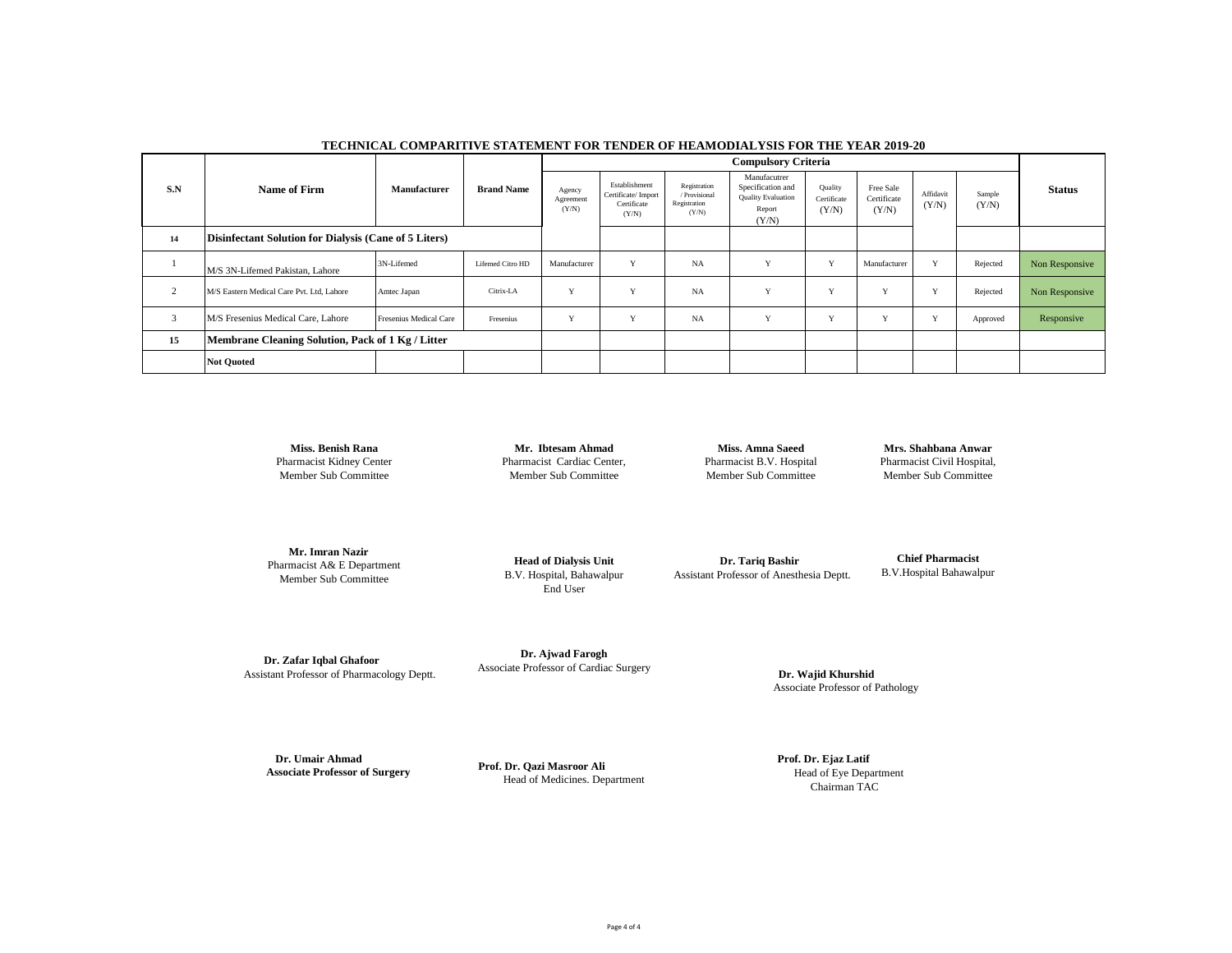## TECHNICAL COMPARITIVE STATEMENT FOR TENDER OF HEAMODIALYSIS FOR THE YEAR 2019-20

| S.N | Name of Firm | Manufacturer | Brand Name | Compulsory Criteria | | | | | | | | Status |
|---|---|---|---|---|---|---|---|---|---|---|---|---|
| | | | | Agency Agreement (Y/N) | Establishment Certificate/ Import Certificate (Y/N) | Registration / Provisional Registration (Y/N) | Manufacutrer Specification and Quality Evaluation Report (Y/N) | Quality Certificate (Y/N) | Free Sale Certificate (Y/N) | Affidavit (Y/N) | Sample (Y/N) | |
| **14** | **Disinfectant Solution for Dialysis (Cane of 5 Liters)** | | | | | | | | | | | |
| 1 | M/S 3N-Lifemed Pakistan, Lahore | 3N-Lifemed | Lifemed Citro HD | Manufacturer | Y | NA | Y | Y | Manufacturer | Y | Rejected | Non Responsive |
| 2 | M/S Eastern Medical Care Pvt. Ltd, Lahore | Amtec Japan | Citrix-LA | Y | Y | NA | Y | Y | Y | Y | Rejected | Non Responsive |
| 3 | M/S Fresenius Medical Care, Lahore | Fresenius Medical Care | Fresenius | Y | Y | NA | Y | Y | Y | Y | Approved | Responsive |
| **15** | **Membrane Cleaning Solution, Pack of 1 Kg / Litter** | | | | | | | | | | | |
| | **Not Quoted** | | | | | | | | | | | |

**Miss. Benish Rana**
Pharmacist Kidney Center
Member Sub Committee

**Mr. Ibtesam Ahmad**
Pharmacist Cardiac Center,
Member Sub Committee

**Miss. Amna Saeed**
Pharmacist B.V. Hospital
Member Sub Committee

**Mrs. Shahbana Anwar**
Pharmacist Civil Hospital,
Member Sub Committee

**Mr. Imran Nazir**
Pharmacist A& E Department
Member Sub Committee

**Head of Dialysis Unit**
B.V. Hospital, Bahawalpur
End User

**Dr. Tariq Bashir**
Assistant Professor of Anesthesia Deptt.

**Chief Pharmacist**
B.V.Hospital Bahawalpur

**Dr. Zafar Iqbal Ghafoor**
Assistant Professor of Pharmacology Deptt.

**Dr. Ajwad Farogh**
Associate Professor of Cardiac Surgery

**Dr. Wajid Khurshid**
Associate Professor of Pathology

**Dr. Umair Ahmad**
**Associate Professor of Surgery**

**Prof. Dr. Qazi Masroor Ali**
Head of Medicines. Department

**Prof. Dr. Ejaz Latif**
Head of Eye Department
Chairman TAC